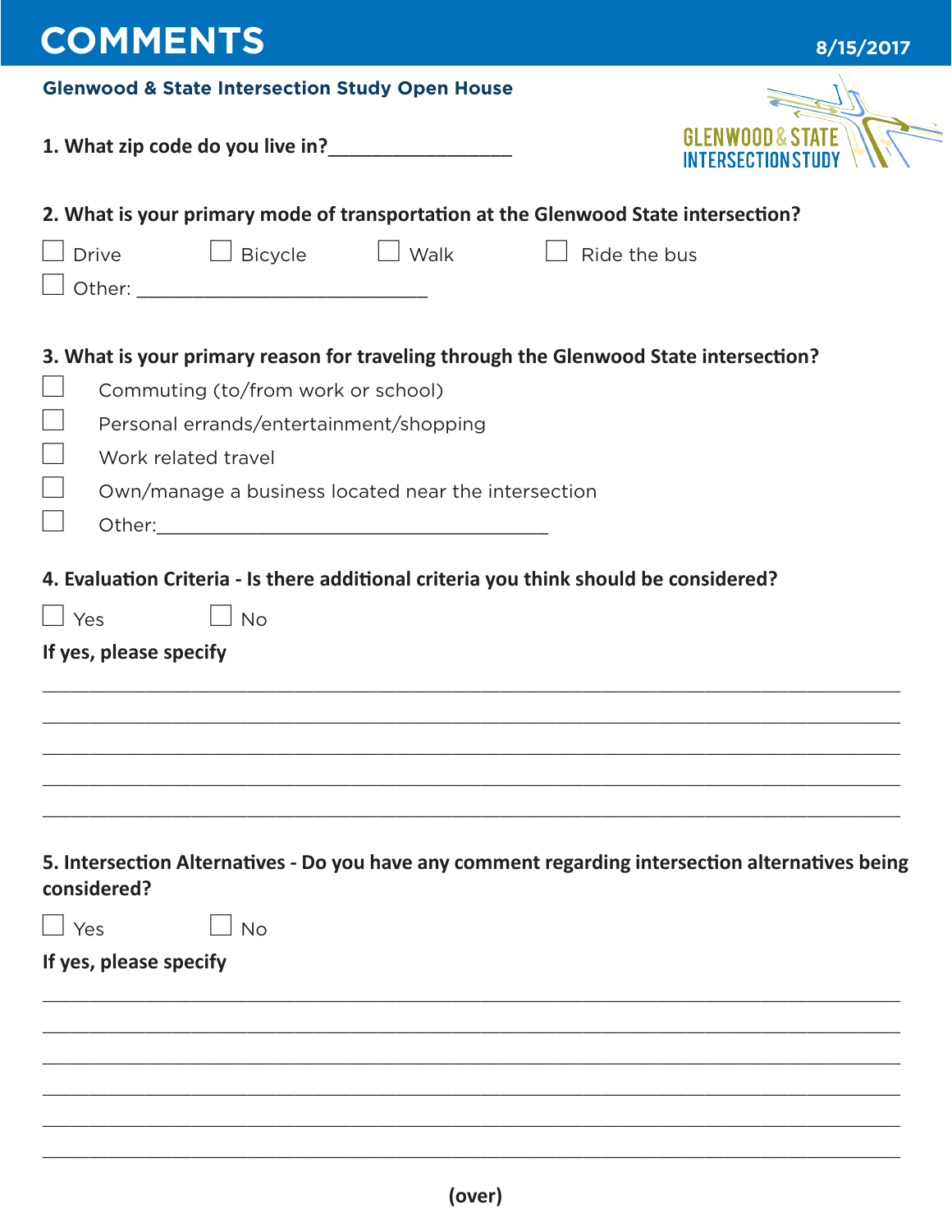# COMMENTS

8/15/2017

**Glenwood & State Intersection Study Open House**

GLENWOOD & STATE INTERSECTION STUDY

**1. What zip code do you live in?**\_\_\_\_\_\_\_\_\_\_\_\_\_\_\_\_\_\_

**2. What is your primary mode of transportation at the Glenwood State intersection?**

- ☐ Drive
- ☐ Bicycle
- ☐ Walk
- ☐ Ride the bus
- ☐ Other: \_\_\_\_\_\_\_\_\_\_\_\_\_\_\_\_\_\_\_\_\_\_\_\_\_\_\_\_\_\_

**3. What is your primary reason for traveling through the Glenwood State intersection?**

- ☐ Commuting (to/from work or school)
- ☐ Personal errands/entertainment/shopping
- ☐ Work related travel
- ☐ Own/manage a business located near the intersection
- ☐ Other:\_\_\_\_\_\_\_\_\_\_\_\_\_\_\_\_\_\_\_\_\_\_\_\_\_\_\_\_\_\_\_\_\_\_\_\_\_\_\_\_

**4. Evaluation Criteria - Is there additional criteria you think should be considered?**

- ☐ Yes
- ☐ No

**If yes, please specify**

\_\_\_\_\_\_\_\_\_\_\_\_\_\_\_\_\_\_\_\_\_\_\_\_\_\_\_\_\_\_\_\_\_\_\_\_\_\_\_\_\_\_\_\_\_\_\_\_\_\_\_\_\_\_\_\_\_\_\_\_\_\_\_\_\_\_\_\_\_\_\_\_\_\_\_\_\_\_

\_\_\_\_\_\_\_\_\_\_\_\_\_\_\_\_\_\_\_\_\_\_\_\_\_\_\_\_\_\_\_\_\_\_\_\_\_\_\_\_\_\_\_\_\_\_\_\_\_\_\_\_\_\_\_\_\_\_\_\_\_\_\_\_\_\_\_\_\_\_\_\_\_\_\_\_\_\_

\_\_\_\_\_\_\_\_\_\_\_\_\_\_\_\_\_\_\_\_\_\_\_\_\_\_\_\_\_\_\_\_\_\_\_\_\_\_\_\_\_\_\_\_\_\_\_\_\_\_\_\_\_\_\_\_\_\_\_\_\_\_\_\_\_\_\_\_\_\_\_\_\_\_\_\_\_\_

\_\_\_\_\_\_\_\_\_\_\_\_\_\_\_\_\_\_\_\_\_\_\_\_\_\_\_\_\_\_\_\_\_\_\_\_\_\_\_\_\_\_\_\_\_\_\_\_\_\_\_\_\_\_\_\_\_\_\_\_\_\_\_\_\_\_\_\_\_\_\_\_\_\_\_\_\_\_

\_\_\_\_\_\_\_\_\_\_\_\_\_\_\_\_\_\_\_\_\_\_\_\_\_\_\_\_\_\_\_\_\_\_\_\_\_\_\_\_\_\_\_\_\_\_\_\_\_\_\_\_\_\_\_\_\_\_\_\_\_\_\_\_\_\_\_\_\_\_\_\_\_\_\_\_\_\_

**5. Intersection Alternatives - Do you have any comment regarding intersection alternatives being considered?**

- ☐ Yes
- ☐ No

**If yes, please specify**

\_\_\_\_\_\_\_\_\_\_\_\_\_\_\_\_\_\_\_\_\_\_\_\_\_\_\_\_\_\_\_\_\_\_\_\_\_\_\_\_\_\_\_\_\_\_\_\_\_\_\_\_\_\_\_\_\_\_\_\_\_\_\_\_\_\_\_\_\_\_\_\_\_\_\_\_\_\_

\_\_\_\_\_\_\_\_\_\_\_\_\_\_\_\_\_\_\_\_\_\_\_\_\_\_\_\_\_\_\_\_\_\_\_\_\_\_\_\_\_\_\_\_\_\_\_\_\_\_\_\_\_\_\_\_\_\_\_\_\_\_\_\_\_\_\_\_\_\_\_\_\_\_\_\_\_\_

\_\_\_\_\_\_\_\_\_\_\_\_\_\_\_\_\_\_\_\_\_\_\_\_\_\_\_\_\_\_\_\_\_\_\_\_\_\_\_\_\_\_\_\_\_\_\_\_\_\_\_\_\_\_\_\_\_\_\_\_\_\_\_\_\_\_\_\_\_\_\_\_\_\_\_\_\_\_

\_\_\_\_\_\_\_\_\_\_\_\_\_\_\_\_\_\_\_\_\_\_\_\_\_\_\_\_\_\_\_\_\_\_\_\_\_\_\_\_\_\_\_\_\_\_\_\_\_\_\_\_\_\_\_\_\_\_\_\_\_\_\_\_\_\_\_\_\_\_\_\_\_\_\_\_\_\_

\_\_\_\_\_\_\_\_\_\_\_\_\_\_\_\_\_\_\_\_\_\_\_\_\_\_\_\_\_\_\_\_\_\_\_\_\_\_\_\_\_\_\_\_\_\_\_\_\_\_\_\_\_\_\_\_\_\_\_\_\_\_\_\_\_\_\_\_\_\_\_\_\_\_\_\_\_\_

\_\_\_\_\_\_\_\_\_\_\_\_\_\_\_\_\_\_\_\_\_\_\_\_\_\_\_\_\_\_\_\_\_\_\_\_\_\_\_\_\_\_\_\_\_\_\_\_\_\_\_\_\_\_\_\_\_\_\_\_\_\_\_\_\_\_\_\_\_\_\_\_\_\_\_\_\_\_

**(over)**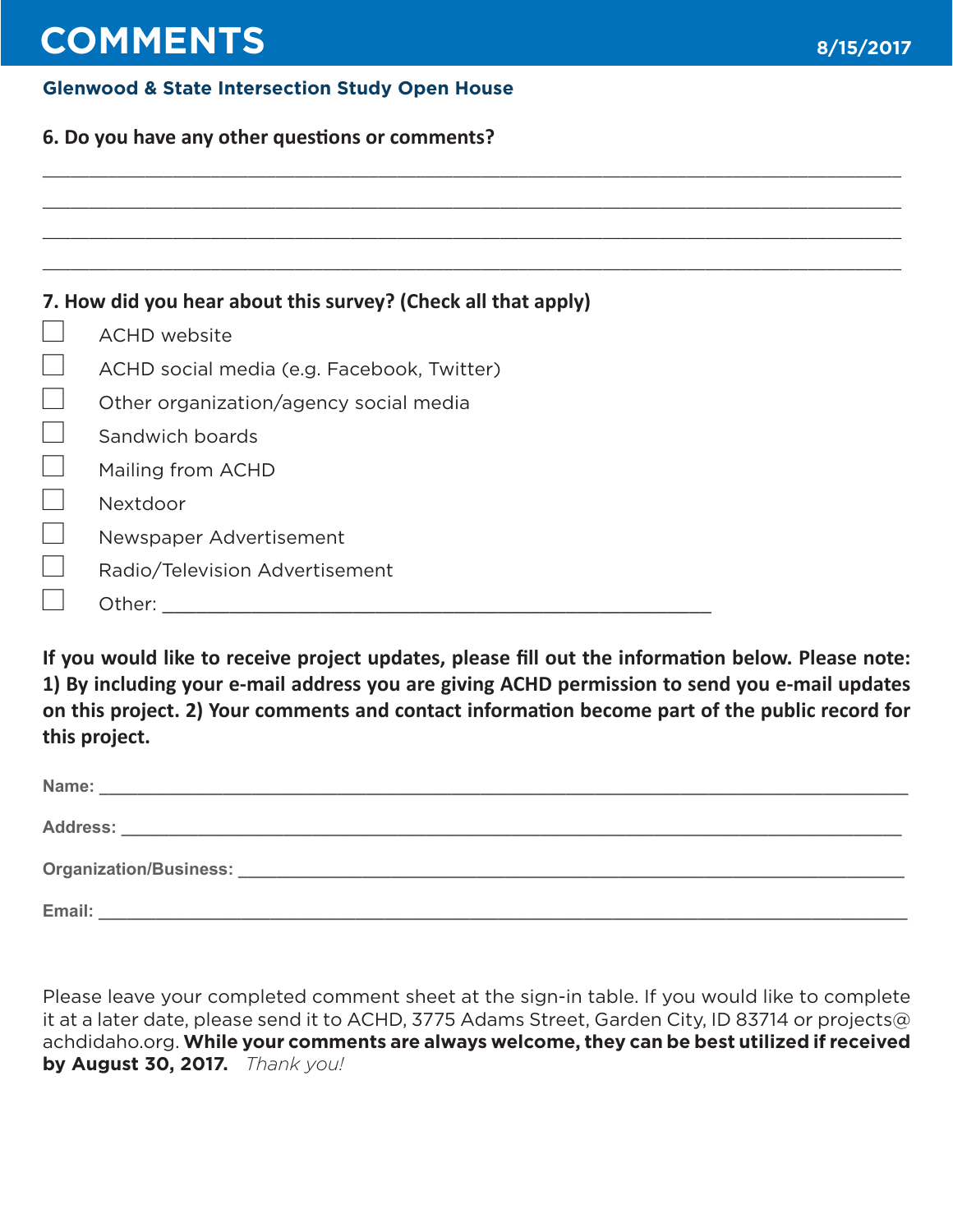# COMMENTS

8/15/2017

**Glenwood & State Intersection Study Open House**

**6. Do you have any other questions or comments?**

______________________________________________________________________________

______________________________________________________________________________

______________________________________________________________________________

______________________________________________________________________________

**7. How did you hear about this survey? (Check all that apply)**

- ☐ ACHD website
- ☐ ACHD social media (e.g. Facebook, Twitter)
- ☐ Other organization/agency social media
- ☐ Sandwich boards
- ☐ Mailing from ACHD
- ☐ Nextdoor
- ☐ Newspaper Advertisement
- ☐ Radio/Television Advertisement
- ☐ Other: ____________________________________________

**If you would like to receive project updates, please fill out the information below. Please note: 1) By including your e-mail address you are giving ACHD permission to send you e-mail updates on this project. 2) Your comments and contact information become part of the public record for this project.**

**Name:** ______________________________________________________________________

**Address:** ____________________________________________________________________

**Organization/Business:** _______________________________________________________

**Email:** ______________________________________________________________________

Please leave your completed comment sheet at the sign-in table. If you would like to complete it at a later date, please send it to ACHD, 3775 Adams Street, Garden City, ID 83714 or projects@achdidaho.org. **While your comments are always welcome, they can be best utilized if received by August 30, 2017.** *Thank you!*